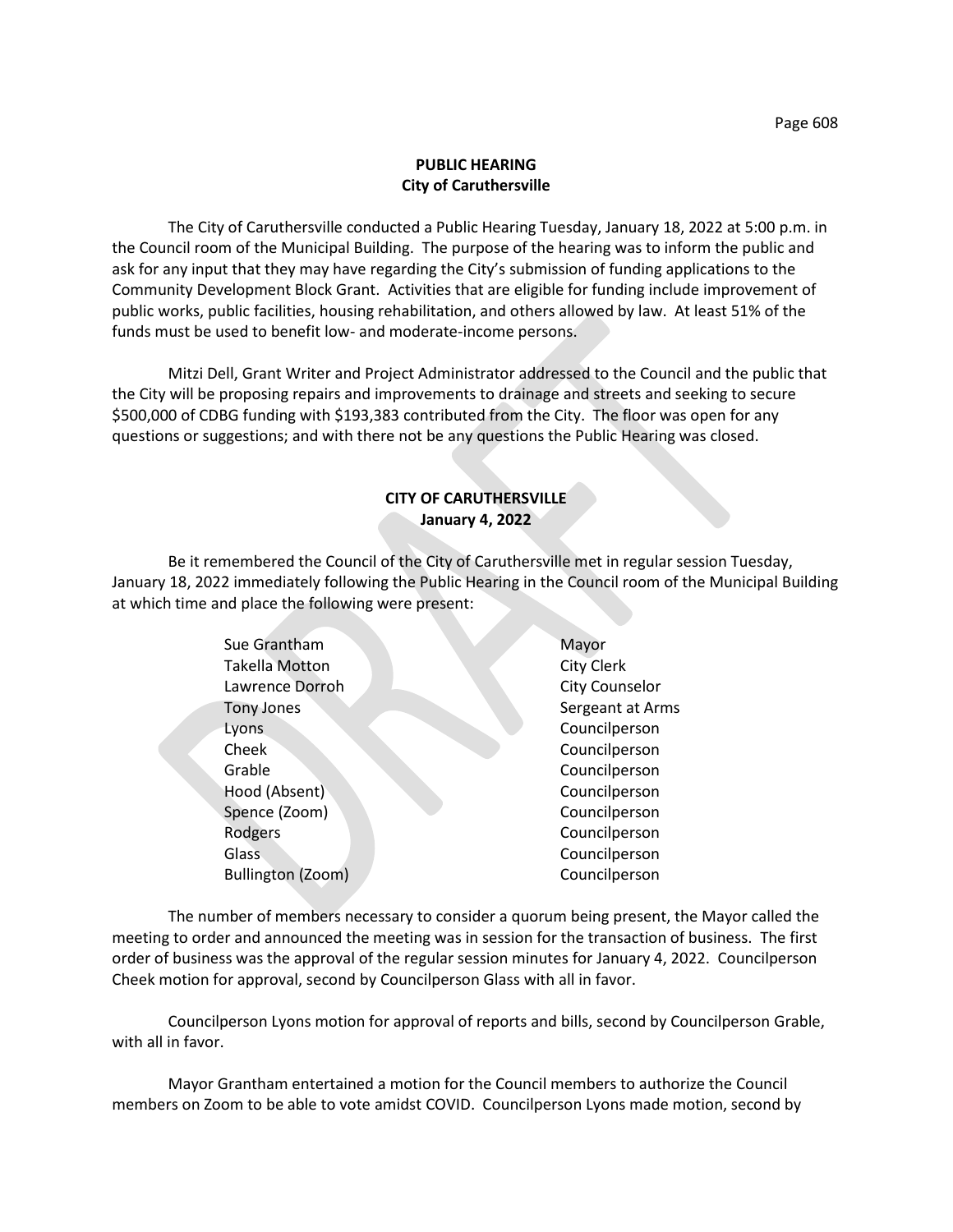## PUBLIC HEARING
## City of Caruthersville

The City of Caruthersville conducted a Public Hearing Tuesday, January 18, 2022 at 5:00 p.m. in the Council room of the Municipal Building. The purpose of the hearing was to inform the public and ask for any input that they may have regarding the City's submission of funding applications to the Community Development Block Grant. Activities that are eligible for funding include improvement of public works, public facilities, housing rehabilitation, and others allowed by law. At least 51% of the funds must be used to benefit low- and moderate-income persons.

Mitzi Dell, Grant Writer and Project Administrator addressed to the Council and the public that the City will be proposing repairs and improvements to drainage and streets and seeking to secure $500,000 of CDBG funding with $193,383 contributed from the City. The floor was open for any questions or suggestions; and with there not be any questions the Public Hearing was closed.

## CITY OF CARUTHERSVILLE
## January 4, 2022

Be it remembered the Council of the City of Caruthersville met in regular session Tuesday, January 18, 2022 immediately following the Public Hearing in the Council room of the Municipal Building at which time and place the following were present:

| | |
|---|---|
| Sue Grantham | Mayor |
| Takella Motton | City Clerk |
| Lawrence Dorroh | City Counselor |
| Tony Jones | Sergeant at Arms |
| Lyons | Councilperson |
| Cheek | Councilperson |
| Grable | Councilperson |
| Hood (Absent) | Councilperson |
| Spence (Zoom) | Councilperson |
| Rodgers | Councilperson |
| Glass | Councilperson |
| Bullington (Zoom) | Councilperson |

The number of members necessary to consider a quorum being present, the Mayor called the meeting to order and announced the meeting was in session for the transaction of business. The first order of business was the approval of the regular session minutes for January 4, 2022. Councilperson Cheek motion for approval, second by Councilperson Glass with all in favor.

Councilperson Lyons motion for approval of reports and bills, second by Councilperson Grable, with all in favor.

Mayor Grantham entertained a motion for the Council members to authorize the Council members on Zoom to be able to vote amidst COVID. Councilperson Lyons made motion, second by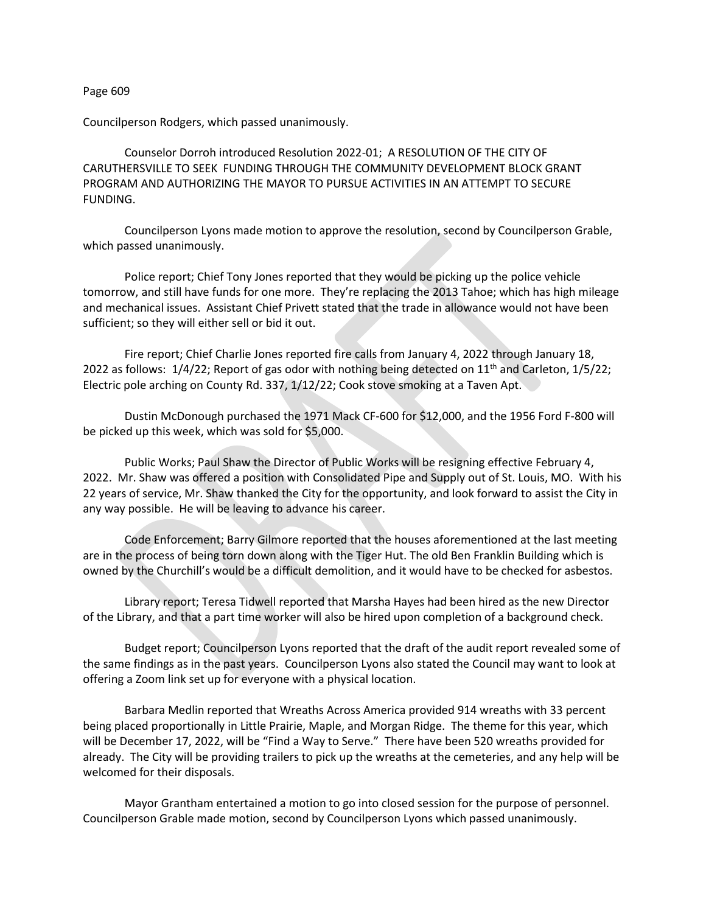Councilperson Rodgers, which passed unanimously.

Counselor Dorroh introduced Resolution 2022-01; A RESOLUTION OF THE CITY OF CARUTHERSVILLE TO SEEK FUNDING THROUGH THE COMMUNITY DEVELOPMENT BLOCK GRANT PROGRAM AND AUTHORIZING THE MAYOR TO PURSUE ACTIVITIES IN AN ATTEMPT TO SECURE FUNDING.

Councilperson Lyons made motion to approve the resolution, second by Councilperson Grable, which passed unanimously.

Police report; Chief Tony Jones reported that they would be picking up the police vehicle tomorrow, and still have funds for one more. They're replacing the 2013 Tahoe; which has high mileage and mechanical issues. Assistant Chief Privett stated that the trade in allowance would not have been sufficient; so they will either sell or bid it out.

Fire report; Chief Charlie Jones reported fire calls from January 4, 2022 through January 18, 2022 as follows: 1/4/22; Report of gas odor with nothing being detected on 11th and Carleton, 1/5/22; Electric pole arching on County Rd. 337, 1/12/22; Cook stove smoking at a Taven Apt.

Dustin McDonough purchased the 1971 Mack CF-600 for $12,000, and the 1956 Ford F-800 will be picked up this week, which was sold for $5,000.

Public Works; Paul Shaw the Director of Public Works will be resigning effective February 4, 2022. Mr. Shaw was offered a position with Consolidated Pipe and Supply out of St. Louis, MO. With his 22 years of service, Mr. Shaw thanked the City for the opportunity, and look forward to assist the City in any way possible. He will be leaving to advance his career.

Code Enforcement; Barry Gilmore reported that the houses aforementioned at the last meeting are in the process of being torn down along with the Tiger Hut. The old Ben Franklin Building which is owned by the Churchill's would be a difficult demolition, and it would have to be checked for asbestos.

Library report; Teresa Tidwell reported that Marsha Hayes had been hired as the new Director of the Library, and that a part time worker will also be hired upon completion of a background check.

Budget report; Councilperson Lyons reported that the draft of the audit report revealed some of the same findings as in the past years. Councilperson Lyons also stated the Council may want to look at offering a Zoom link set up for everyone with a physical location.

Barbara Medlin reported that Wreaths Across America provided 914 wreaths with 33 percent being placed proportionally in Little Prairie, Maple, and Morgan Ridge. The theme for this year, which will be December 17, 2022, will be "Find a Way to Serve." There have been 520 wreaths provided for already. The City will be providing trailers to pick up the wreaths at the cemeteries, and any help will be welcomed for their disposals.

Mayor Grantham entertained a motion to go into closed session for the purpose of personnel. Councilperson Grable made motion, second by Councilperson Lyons which passed unanimously.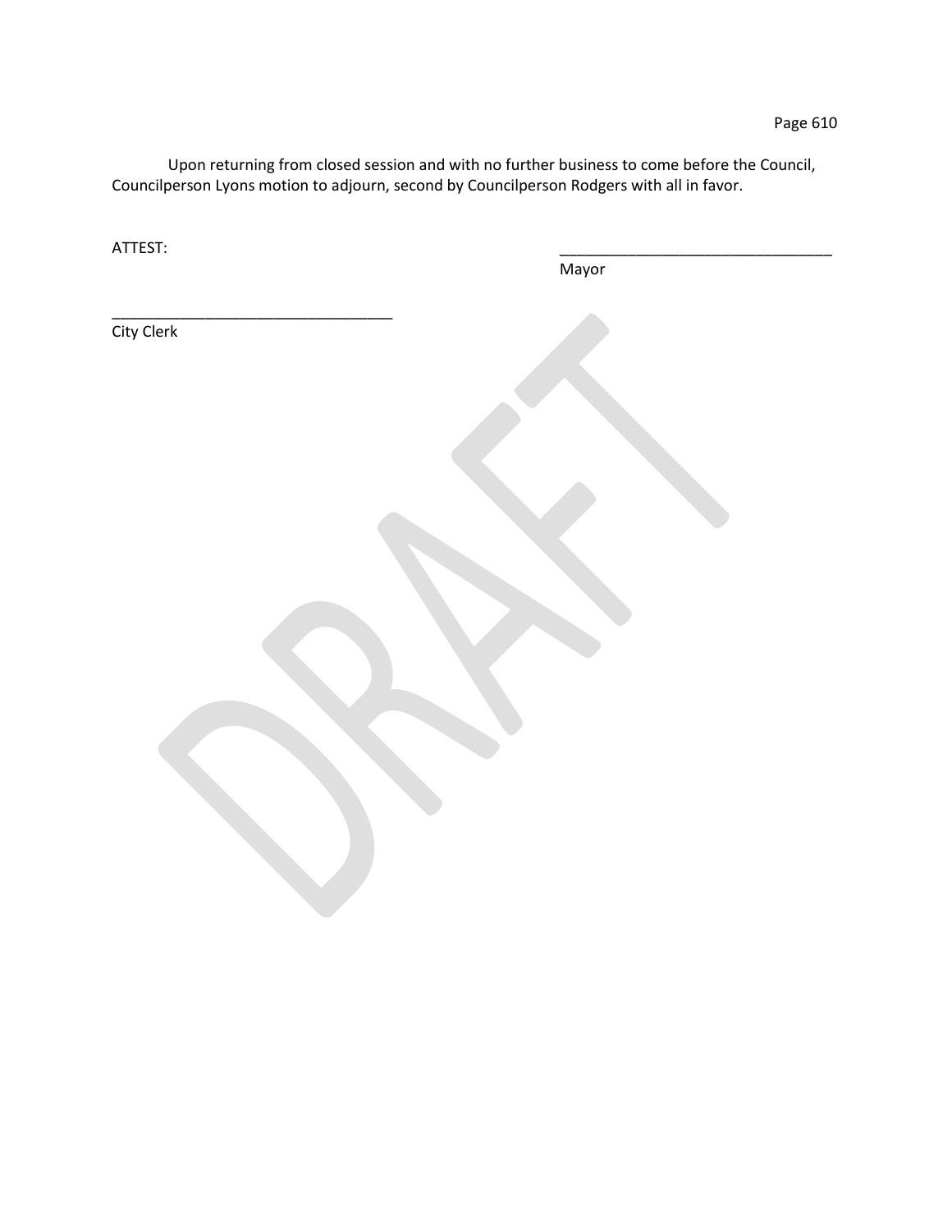Upon returning from closed session and with no further business to come before the Council, Councilperson Lyons motion to adjourn, second by Councilperson Rodgers with all in favor.

ATTEST:

_________________________________
Mayor

_________________________________
City Clerk

DRAFT